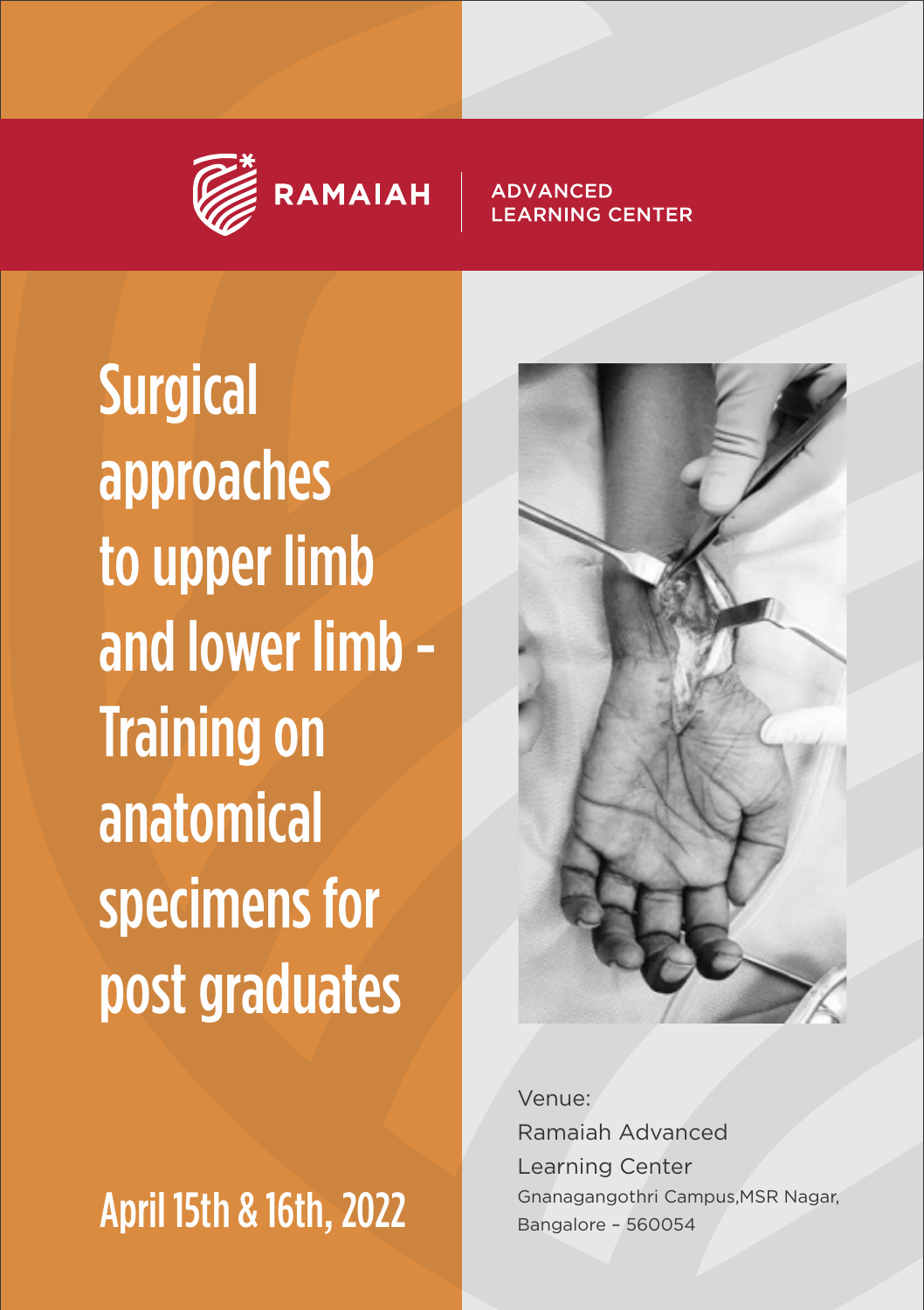RAMAIAH | ADVANCED LEARNING CENTER

# Surgical approaches to upper limb and lower limb - Training on anatomical specimens for post graduates

Venue:
Ramaiah Advanced Learning Center
Gnanagangothri Campus,MSR Nagar,
Bangalore – 560054

## April 15th & 16th, 2022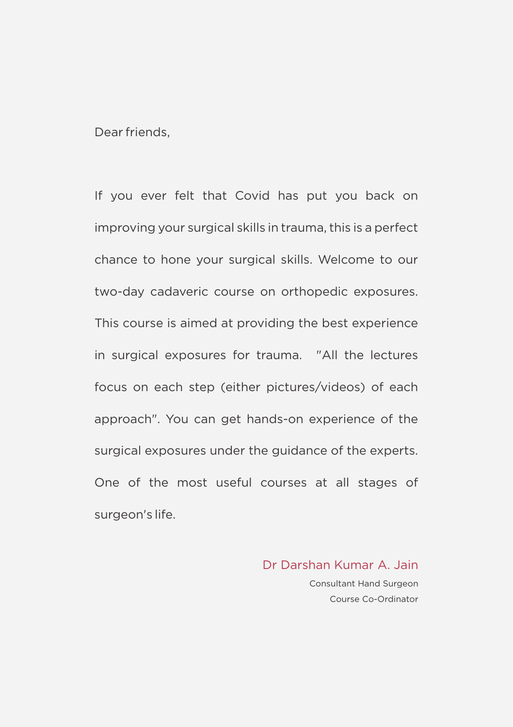Dear friends,

If you ever felt that Covid has put you back on improving your surgical skills in trauma, this is a perfect chance to hone your surgical skills. Welcome to our two-day cadaveric course on orthopedic exposures. This course is aimed at providing the best experience in surgical exposures for trauma. "All the lectures focus on each step (either pictures/videos) of each approach". You can get hands-on experience of the surgical exposures under the guidance of the experts. One of the most useful courses at all stages of surgeon's life.

Dr Darshan Kumar A. Jain

Consultant Hand Surgeon

Course Co-Ordinator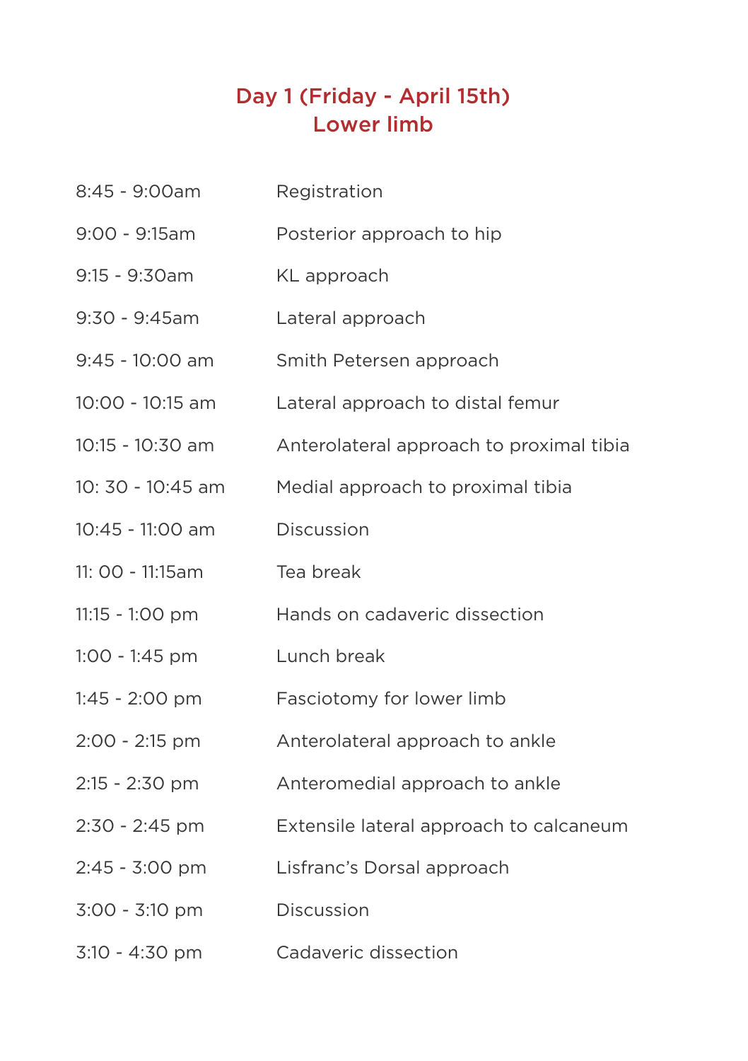## Day 1 (Friday - April 15th)
## Lower limb

| | |
|---|---|
| 8:45 - 9:00am | Registration |
| 9:00 - 9:15am | Posterior approach to hip |
| 9:15 - 9:30am | KL approach |
| 9:30 - 9:45am | Lateral approach |
| 9:45 - 10:00 am | Smith Petersen approach |
| 10:00 - 10:15 am | Lateral approach to distal femur |
| 10:15 - 10:30 am | Anterolateral approach to proximal tibia |
| 10: 30 - 10:45 am | Medial approach to proximal tibia |
| 10:45 - 11:00 am | Discussion |
| 11: 00 - 11:15am | Tea break |
| 11:15 - 1:00 pm | Hands on cadaveric dissection |
| 1:00 - 1:45 pm | Lunch break |
| 1:45 - 2:00 pm | Fasciotomy for lower limb |
| 2:00 - 2:15 pm | Anterolateral approach to ankle |
| 2:15 - 2:30 pm | Anteromedial approach to ankle |
| 2:30 - 2:45 pm | Extensile lateral approach to calcaneum |
| 2:45 - 3:00 pm | Lisfranc's Dorsal approach |
| 3:00 - 3:10 pm | Discussion |
| 3:10 - 4:30 pm | Cadaveric dissection |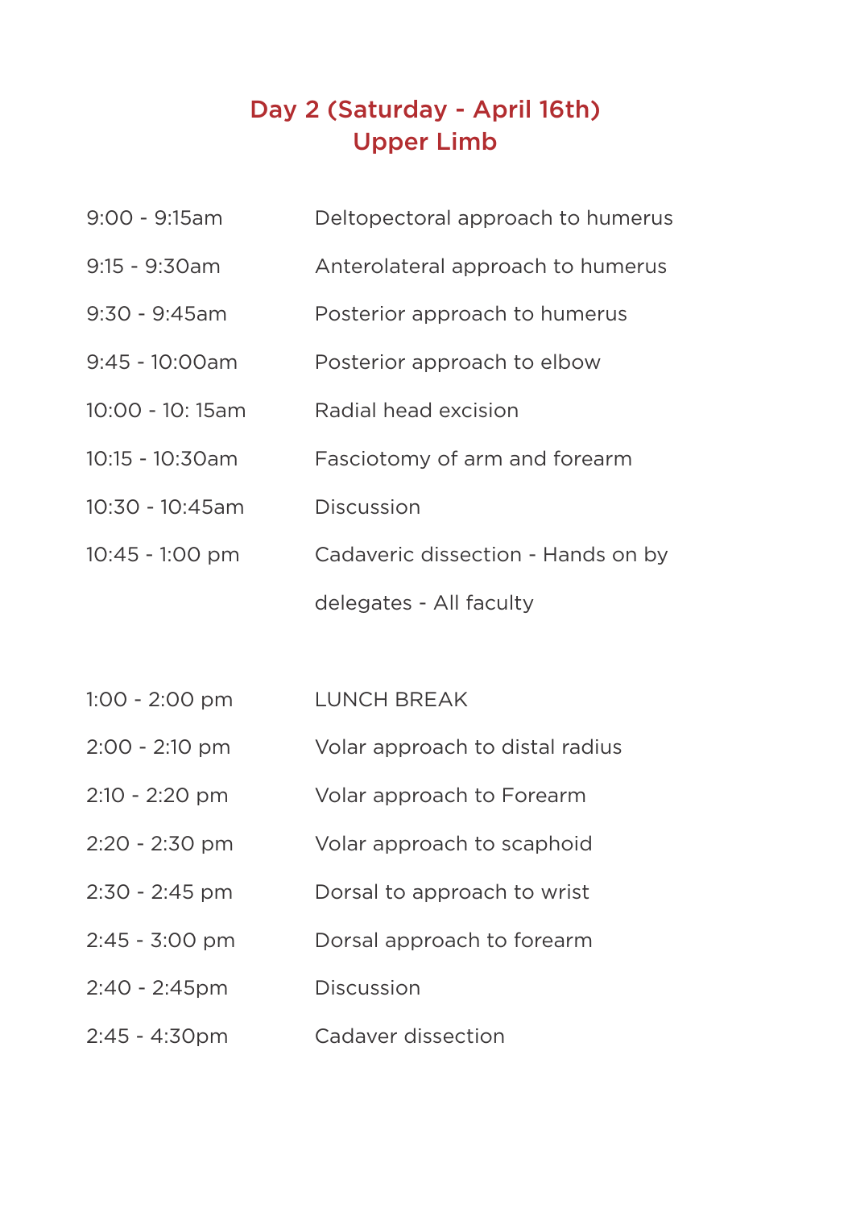## Day 2 (Saturday - April 16th)
## Upper Limb

| | |
|---|---|
| 9:00 - 9:15am | Deltopectoral approach to humerus |
| 9:15 - 9:30am | Anterolateral approach to humerus |
| 9:30 - 9:45am | Posterior approach to humerus |
| 9:45 - 10:00am | Posterior approach to elbow |
| 10:00 - 10: 15am | Radial head excision |
| 10:15 - 10:30am | Fasciotomy of arm and forearm |
| 10:30 - 10:45am | Discussion |
| 10:45 - 1:00 pm | Cadaveric dissection - Hands on by delegates - All faculty |
| 1:00 - 2:00 pm | LUNCH BREAK |
| 2:00 - 2:10 pm | Volar approach to distal radius |
| 2:10 - 2:20 pm | Volar approach to Forearm |
| 2:20 - 2:30 pm | Volar approach to scaphoid |
| 2:30 - 2:45 pm | Dorsal to approach to wrist |
| 2:45 - 3:00 pm | Dorsal approach to forearm |
| 2:40 - 2:45pm | Discussion |
| 2:45 - 4:30pm | Cadaver dissection |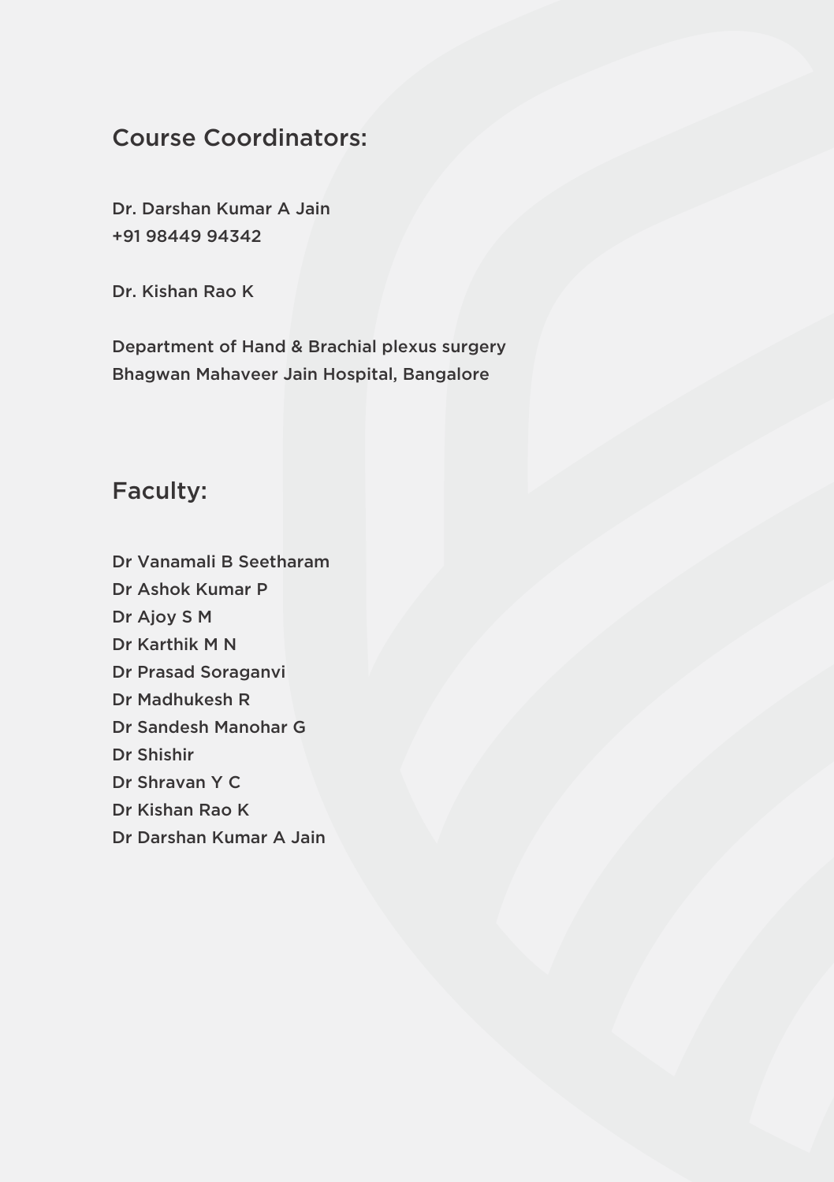## Course Coordinators:

Dr. Darshan Kumar A Jain
+91 98449 94342

Dr. Kishan Rao K

Department of Hand & Brachial plexus surgery
Bhagwan Mahaveer Jain Hospital, Bangalore

## Faculty:

Dr Vanamali B Seetharam
Dr Ashok Kumar P
Dr Ajoy S M
Dr Karthik M N
Dr Prasad Soraganvi
Dr Madhukesh R
Dr Sandesh Manohar G
Dr Shishir
Dr Shravan Y C
Dr Kishan Rao K
Dr Darshan Kumar A Jain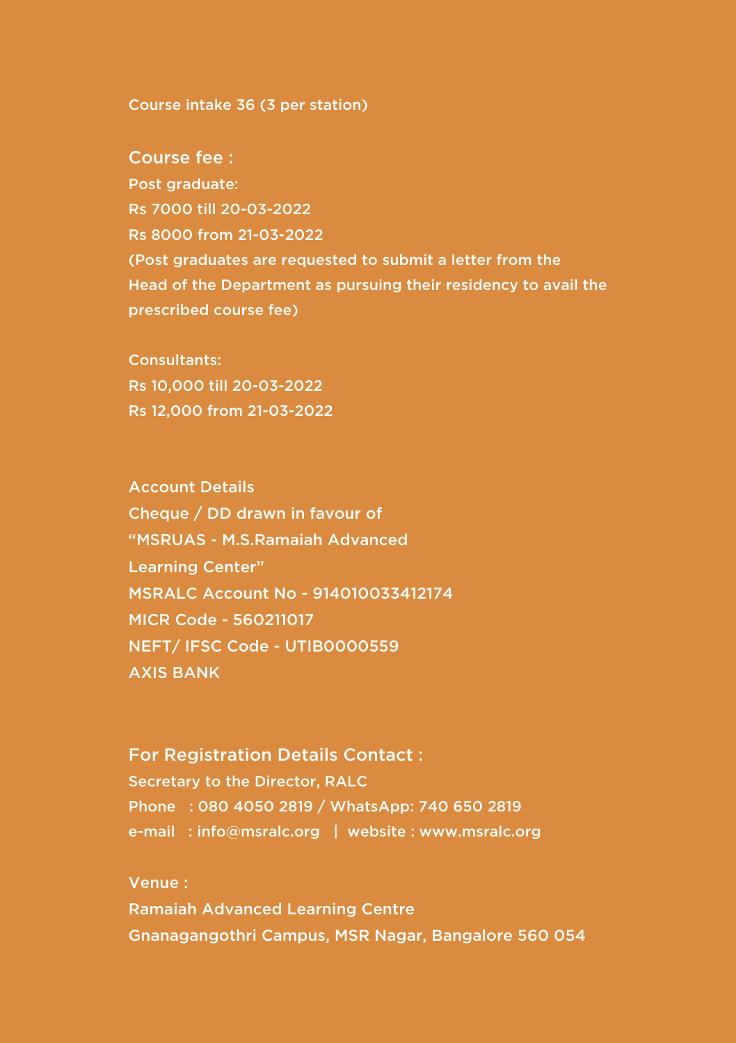Course intake 36 (3 per station)

## Course fee :

Post graduate:
Rs 7000 till 20-03-2022
Rs 8000 from 21-03-2022
(Post graduates are requested to submit a letter from the Head of the Department as pursuing their residency to avail the prescribed course fee)

Consultants:
Rs 10,000 till 20-03-2022
Rs 12,000 from 21-03-2022

Account Details
Cheque / DD drawn in favour of
“MSRUAS - M.S.Ramaiah Advanced Learning Center”
MSRALC Account No - 914010033412174
MICR Code - 560211017
NEFT/ IFSC Code - UTIB0000559
AXIS BANK

## For Registration Details Contact :

Secretary to the Director, RALC
Phone : 080 4050 2819 / WhatsApp: 740 650 2819
e-mail : info@msralc.org | website : www.msralc.org

Venue :
Ramaiah Advanced Learning Centre
Gnanagangothri Campus, MSR Nagar, Bangalore 560 054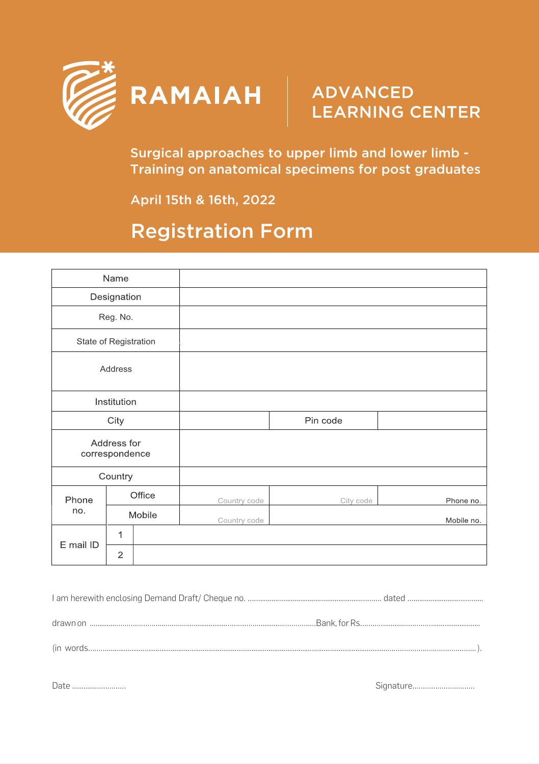RAMAIAH | ADVANCED LEARNING CENTER

Surgical approaches to upper limb and lower limb - Training on anatomical specimens for post graduates

April 15th & 16th, 2022

# Registration Form

| | | | | | |
|---|---|---|---|---|---|
| Name | | | | | |
| Designation | | | | | |
| Reg. No. | | | | | |
| State of Registration | | | | | |
| Address | | | | | |
| Institution | | | | | |
| City | | | | Pin code | |
| Address for correspondence | | | | | |
| Country | | | | | |
| Phone no. | Office | | Country code | City code | Phone no. |
| | Mobile | | Country code | | Mobile no. |
| E mail ID | 1 | | | | |
| | 2 | | | | |

I am herewith enclosing Demand Draft/ Cheque no. ..................................................................... dated .......................................

drawn on ..................................................................................................................Bank, for Rs.............................................................

(in words.........................................................................................................................................................................................).

Date ...........................

Signature..............................